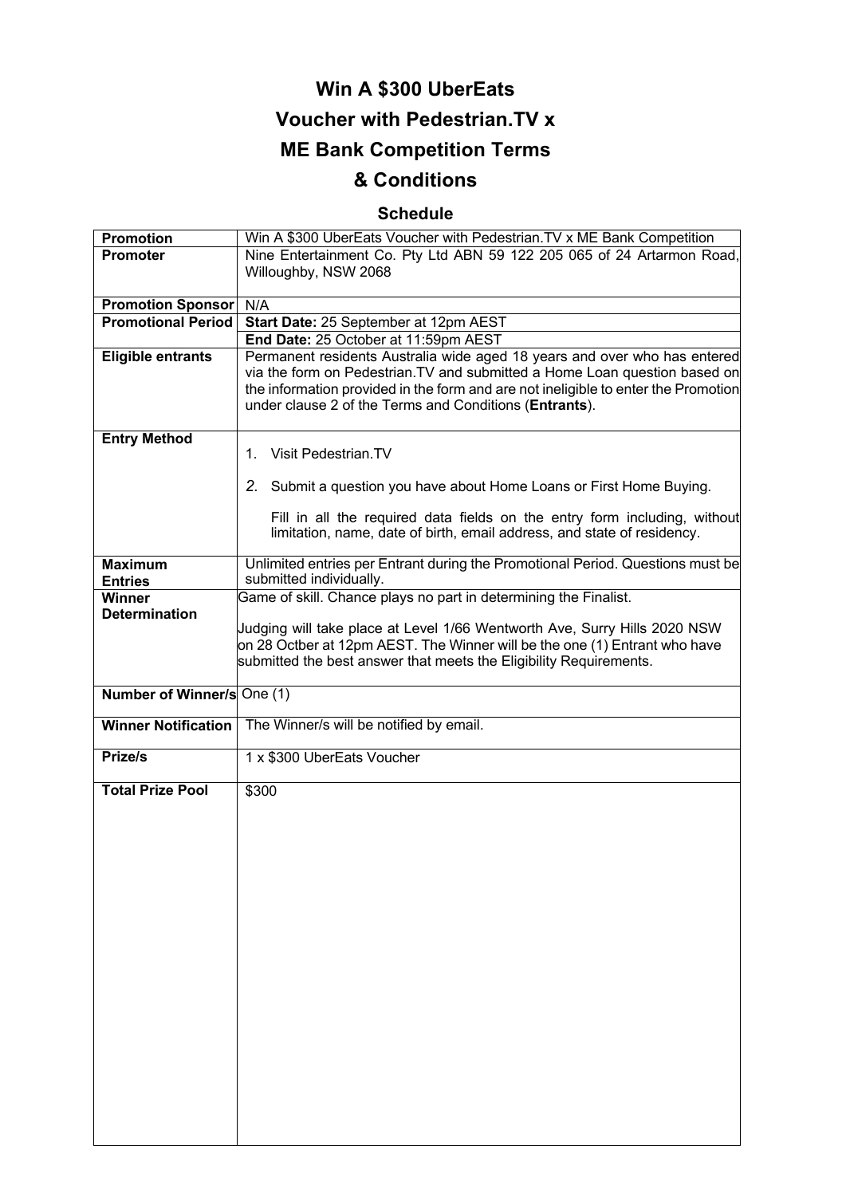# Win A $300 UberEats Voucher with Pedestrian.TV x ME Bank Competition Terms & Conditions

## Schedule

| | |
|---|---|
| **Promotion** | Win A $300 UberEats Voucher with Pedestrian.TV x ME Bank Competition |
| **Promoter** | Nine Entertainment Co. Pty Ltd ABN 59 122 205 065 of 24 Artarmon Road, Willoughby, NSW 2068 |
| **Promotion Sponsor** | N/A |
| **Promotional Period** | **Start Date:** 25 September at 12pm AEST |
| | **End Date:** 25 October at 11:59pm AEST |
| **Eligible entrants** | Permanent residents Australia wide aged 18 years and over who has entered via the form on Pedestrian.TV and submitted a Home Loan question based on the information provided in the form and are not ineligible to enter the Promotion under clause 2 of the Terms and Conditions (**Entrants**). |
| **Entry Method** | 1. Visit Pedestrian.TV<br>2. Submit a question you have about Home Loans or First Home Buying.<br>Fill in all the required data fields on the entry form including, without limitation, name, date of birth, email address, and state of residency. |
| **Maximum Entries** | Unlimited entries per Entrant during the Promotional Period. Questions must be submitted individually. |
| **Winner Determination** | Game of skill. Chance plays no part in determining the Finalist.<br>Judging will take place at Level 1/66 Wentworth Ave, Surry Hills 2020 NSW on 28 Octber at 12pm AEST. The Winner will be the one (1) Entrant who have submitted the best answer that meets the Eligibility Requirements. |
| **Number of Winner/s** | One (1) |
| **Winner Notification** | The Winner/s will be notified by email. |
| **Prize/s** | 1 x $300 UberEats Voucher |
| **Total Prize Pool** | $300 |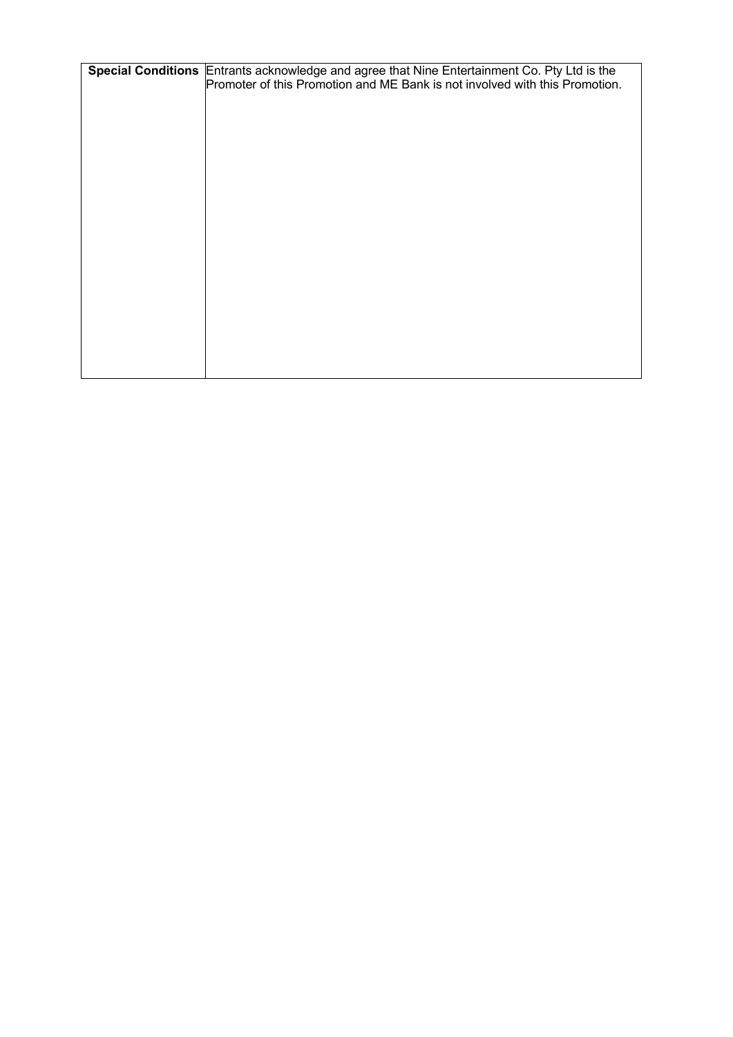| **Special Conditions** | Entrants acknowledge and agree that Nine Entertainment Co. Pty Ltd is the Promoter of this Promotion and ME Bank is not involved with this Promotion. |
|---|---|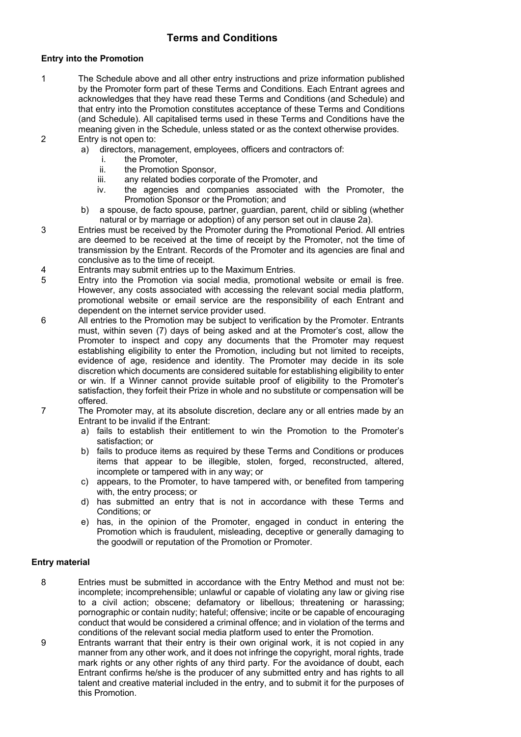# Terms and Conditions

### Entry into the Promotion

1. The Schedule above and all other entry instructions and prize information published by the Promoter form part of these Terms and Conditions. Each Entrant agrees and acknowledges that they have read these Terms and Conditions (and Schedule) and that entry into the Promotion constitutes acceptance of these Terms and Conditions (and Schedule). All capitalised terms used in these Terms and Conditions have the meaning given in the Schedule, unless stated or as the context otherwise provides.
2. Entry is not open to:
   a) directors, management, employees, officers and contractors of:
      i. the Promoter,
      ii. the Promotion Sponsor,
      iii. any related bodies corporate of the Promoter, and
      iv. the agencies and companies associated with the Promoter, the Promotion Sponsor or the Promotion; and
   b) a spouse, de facto spouse, partner, guardian, parent, child or sibling (whether natural or by marriage or adoption) of any person set out in clause 2a).
3. Entries must be received by the Promoter during the Promotional Period. All entries are deemed to be received at the time of receipt by the Promoter, not the time of transmission by the Entrant. Records of the Promoter and its agencies are final and conclusive as to the time of receipt.
4. Entrants may submit entries up to the Maximum Entries.
5. Entry into the Promotion via social media, promotional website or email is free. However, any costs associated with accessing the relevant social media platform, promotional website or email service are the responsibility of each Entrant and dependent on the internet service provider used.
6. All entries to the Promotion may be subject to verification by the Promoter. Entrants must, within seven (7) days of being asked and at the Promoter's cost, allow the Promoter to inspect and copy any documents that the Promoter may request establishing eligibility to enter the Promotion, including but not limited to receipts, evidence of age, residence and identity. The Promoter may decide in its sole discretion which documents are considered suitable for establishing eligibility to enter or win. If a Winner cannot provide suitable proof of eligibility to the Promoter's satisfaction, they forfeit their Prize in whole and no substitute or compensation will be offered.
7. The Promoter may, at its absolute discretion, declare any or all entries made by an Entrant to be invalid if the Entrant:
   a) fails to establish their entitlement to win the Promotion to the Promoter's satisfaction; or
   b) fails to produce items as required by these Terms and Conditions or produces items that appear to be illegible, stolen, forged, reconstructed, altered, incomplete or tampered with in any way; or
   c) appears, to the Promoter, to have tampered with, or benefited from tampering with, the entry process; or
   d) has submitted an entry that is not in accordance with these Terms and Conditions; or
   e) has, in the opinion of the Promoter, engaged in conduct in entering the Promotion which is fraudulent, misleading, deceptive or generally damaging to the goodwill or reputation of the Promotion or Promoter.

### Entry material

8. Entries must be submitted in accordance with the Entry Method and must not be: incomplete; incomprehensible; unlawful or capable of violating any law or giving rise to a civil action; obscene; defamatory or libellous; threatening or harassing; pornographic or contain nudity; hateful; offensive; incite or be capable of encouraging conduct that would be considered a criminal offence; and in violation of the terms and conditions of the relevant social media platform used to enter the Promotion.
9. Entrants warrant that their entry is their own original work, it is not copied in any manner from any other work, and it does not infringe the copyright, moral rights, trade mark rights or any other rights of any third party. For the avoidance of doubt, each Entrant confirms he/she is the producer of any submitted entry and has rights to all talent and creative material included in the entry, and to submit it for the purposes of this Promotion.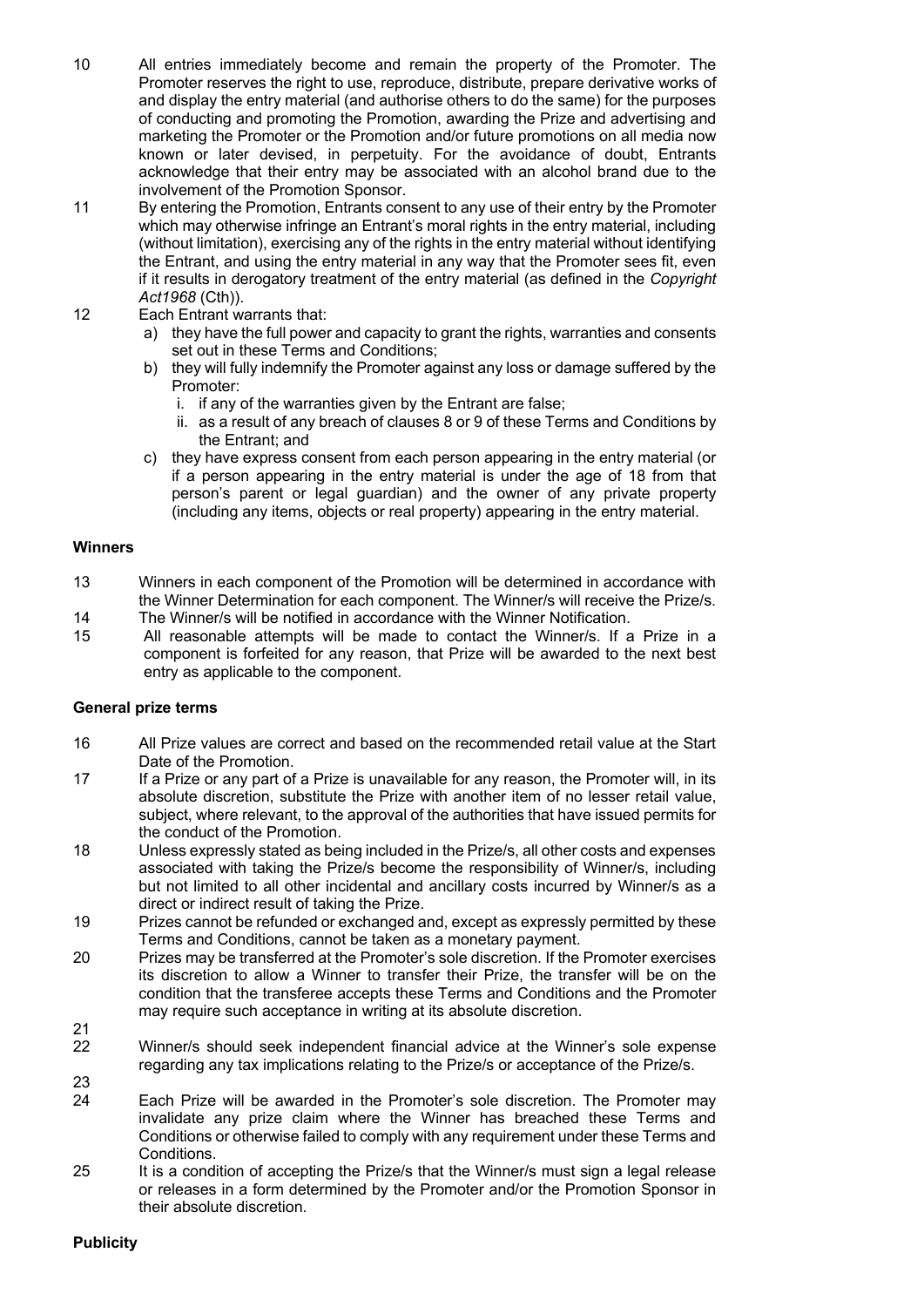10 All entries immediately become and remain the property of the Promoter. The Promoter reserves the right to use, reproduce, distribute, prepare derivative works of and display the entry material (and authorise others to do the same) for the purposes of conducting and promoting the Promotion, awarding the Prize and advertising and marketing the Promoter or the Promotion and/or future promotions on all media now known or later devised, in perpetuity. For the avoidance of doubt, Entrants acknowledge that their entry may be associated with an alcohol brand due to the involvement of the Promotion Sponsor.

11 By entering the Promotion, Entrants consent to any use of their entry by the Promoter which may otherwise infringe an Entrant's moral rights in the entry material, including (without limitation), exercising any of the rights in the entry material without identifying the Entrant, and using the entry material in any way that the Promoter sees fit, even if it results in derogatory treatment of the entry material (as defined in the *Copyright Act1968* (Cth)).

12 Each Entrant warrants that:

a) they have the full power and capacity to grant the rights, warranties and consents set out in these Terms and Conditions;
b) they will fully indemnify the Promoter against any loss or damage suffered by the Promoter:
   i. if any of the warranties given by the Entrant are false;
   ii. as a result of any breach of clauses 8 or 9 of these Terms and Conditions by the Entrant; and
c) they have express consent from each person appearing in the entry material (or if a person appearing in the entry material is under the age of 18 from that person's parent or legal guardian) and the owner of any private property (including any items, objects or real property) appearing in the entry material.

**Winners**

13 Winners in each component of the Promotion will be determined in accordance with the Winner Determination for each component. The Winner/s will receive the Prize/s.

14 The Winner/s will be notified in accordance with the Winner Notification.

15 All reasonable attempts will be made to contact the Winner/s. If a Prize in a component is forfeited for any reason, that Prize will be awarded to the next best entry as applicable to the component.

**General prize terms**

16 All Prize values are correct and based on the recommended retail value at the Start Date of the Promotion.

17 If a Prize or any part of a Prize is unavailable for any reason, the Promoter will, in its absolute discretion, substitute the Prize with another item of no lesser retail value, subject, where relevant, to the approval of the authorities that have issued permits for the conduct of the Promotion.

18 Unless expressly stated as being included in the Prize/s, all other costs and expenses associated with taking the Prize/s become the responsibility of Winner/s, including but not limited to all other incidental and ancillary costs incurred by Winner/s as a direct or indirect result of taking the Prize.

19 Prizes cannot be refunded or exchanged and, except as expressly permitted by these Terms and Conditions, cannot be taken as a monetary payment.

20 Prizes may be transferred at the Promoter's sole discretion. If the Promoter exercises its discretion to allow a Winner to transfer their Prize, the transfer will be on the condition that the transferee accepts these Terms and Conditions and the Promoter may require such acceptance in writing at its absolute discretion.

21

22 Winner/s should seek independent financial advice at the Winner's sole expense regarding any tax implications relating to the Prize/s or acceptance of the Prize/s.

23

24 Each Prize will be awarded in the Promoter's sole discretion. The Promoter may invalidate any prize claim where the Winner has breached these Terms and Conditions or otherwise failed to comply with any requirement under these Terms and Conditions.

25 It is a condition of accepting the Prize/s that the Winner/s must sign a legal release or releases in a form determined by the Promoter and/or the Promotion Sponsor in their absolute discretion.

**Publicity**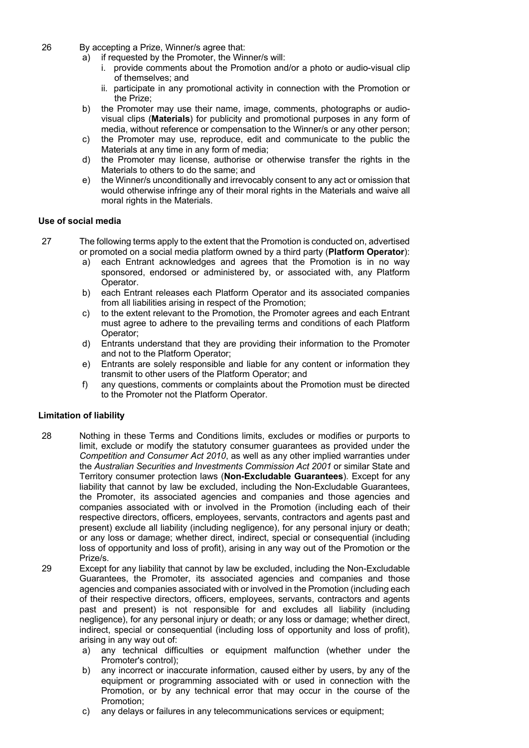26 By accepting a Prize, Winner/s agree that:

a) if requested by the Promoter, the Winner/s will:
   i. provide comments about the Promotion and/or a photo or audio-visual clip of themselves; and
   ii. participate in any promotional activity in connection with the Promotion or the Prize;

b) the Promoter may use their name, image, comments, photographs or audio-visual clips (**Materials**) for publicity and promotional purposes in any form of media, without reference or compensation to the Winner/s or any other person;

c) the Promoter may use, reproduce, edit and communicate to the public the Materials at any time in any form of media;

d) the Promoter may license, authorise or otherwise transfer the rights in the Materials to others to do the same; and

e) the Winner/s unconditionally and irrevocably consent to any act or omission that would otherwise infringe any of their moral rights in the Materials and waive all moral rights in the Materials.

**Use of social media**

27 The following terms apply to the extent that the Promotion is conducted on, advertised or promoted on a social media platform owned by a third party (**Platform Operator**):

a) each Entrant acknowledges and agrees that the Promotion is in no way sponsored, endorsed or administered by, or associated with, any Platform Operator.

b) each Entrant releases each Platform Operator and its associated companies from all liabilities arising in respect of the Promotion;

c) to the extent relevant to the Promotion, the Promoter agrees and each Entrant must agree to adhere to the prevailing terms and conditions of each Platform Operator;

d) Entrants understand that they are providing their information to the Promoter and not to the Platform Operator;

e) Entrants are solely responsible and liable for any content or information they transmit to other users of the Platform Operator; and

f) any questions, comments or complaints about the Promotion must be directed to the Promoter not the Platform Operator.

**Limitation of liability**

28 Nothing in these Terms and Conditions limits, excludes or modifies or purports to limit, exclude or modify the statutory consumer guarantees as provided under the *Competition and Consumer Act 2010*, as well as any other implied warranties under the *Australian Securities and Investments Commission Act 2001* or similar State and Territory consumer protection laws (**Non-Excludable Guarantees**). Except for any liability that cannot by law be excluded, including the Non-Excludable Guarantees, the Promoter, its associated agencies and companies and those agencies and companies associated with or involved in the Promotion (including each of their respective directors, officers, employees, servants, contractors and agents past and present) exclude all liability (including negligence), for any personal injury or death; or any loss or damage; whether direct, indirect, special or consequential (including loss of opportunity and loss of profit), arising in any way out of the Promotion or the Prize/s.

29 Except for any liability that cannot by law be excluded, including the Non-Excludable Guarantees, the Promoter, its associated agencies and companies and those agencies and companies associated with or involved in the Promotion (including each of their respective directors, officers, employees, servants, contractors and agents past and present) is not responsible for and excludes all liability (including negligence), for any personal injury or death; or any loss or damage; whether direct, indirect, special or consequential (including loss of opportunity and loss of profit), arising in any way out of:

a) any technical difficulties or equipment malfunction (whether under the Promoter's control);

b) any incorrect or inaccurate information, caused either by users, by any of the equipment or programming associated with or used in connection with the Promotion, or by any technical error that may occur in the course of the Promotion;

c) any delays or failures in any telecommunications services or equipment;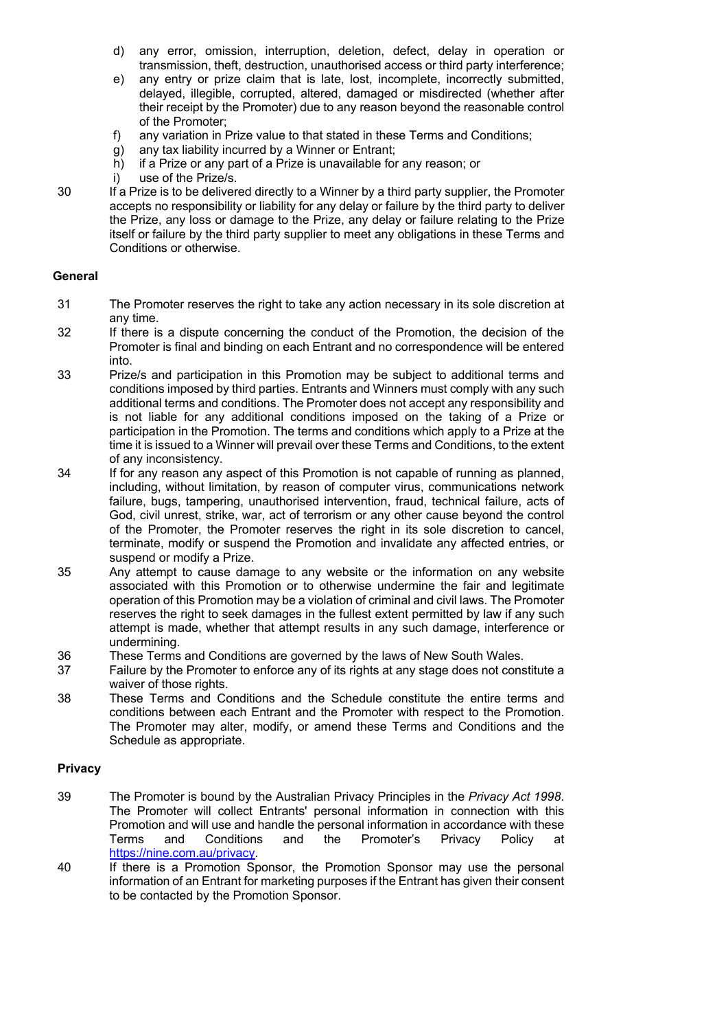d) any error, omission, interruption, deletion, defect, delay in operation or transmission, theft, destruction, unauthorised access or third party interference;

e) any entry or prize claim that is late, lost, incomplete, incorrectly submitted, delayed, illegible, corrupted, altered, damaged or misdirected (whether after their receipt by the Promoter) due to any reason beyond the reasonable control of the Promoter;

f) any variation in Prize value to that stated in these Terms and Conditions;

g) any tax liability incurred by a Winner or Entrant;

h) if a Prize or any part of a Prize is unavailable for any reason; or

i) use of the Prize/s.

30 If a Prize is to be delivered directly to a Winner by a third party supplier, the Promoter accepts no responsibility or liability for any delay or failure by the third party to deliver the Prize, any loss or damage to the Prize, any delay or failure relating to the Prize itself or failure by the third party supplier to meet any obligations in these Terms and Conditions or otherwise.

**General**

31 The Promoter reserves the right to take any action necessary in its sole discretion at any time.

32 If there is a dispute concerning the conduct of the Promotion, the decision of the Promoter is final and binding on each Entrant and no correspondence will be entered into.

33 Prize/s and participation in this Promotion may be subject to additional terms and conditions imposed by third parties. Entrants and Winners must comply with any such additional terms and conditions. The Promoter does not accept any responsibility and is not liable for any additional conditions imposed on the taking of a Prize or participation in the Promotion. The terms and conditions which apply to a Prize at the time it is issued to a Winner will prevail over these Terms and Conditions, to the extent of any inconsistency.

34 If for any reason any aspect of this Promotion is not capable of running as planned, including, without limitation, by reason of computer virus, communications network failure, bugs, tampering, unauthorised intervention, fraud, technical failure, acts of God, civil unrest, strike, war, act of terrorism or any other cause beyond the control of the Promoter, the Promoter reserves the right in its sole discretion to cancel, terminate, modify or suspend the Promotion and invalidate any affected entries, or suspend or modify a Prize.

35 Any attempt to cause damage to any website or the information on any website associated with this Promotion or to otherwise undermine the fair and legitimate operation of this Promotion may be a violation of criminal and civil laws. The Promoter reserves the right to seek damages in the fullest extent permitted by law if any such attempt is made, whether that attempt results in any such damage, interference or undermining.

36 These Terms and Conditions are governed by the laws of New South Wales.

37 Failure by the Promoter to enforce any of its rights at any stage does not constitute a waiver of those rights.

38 These Terms and Conditions and the Schedule constitute the entire terms and conditions between each Entrant and the Promoter with respect to the Promotion. The Promoter may alter, modify, or amend these Terms and Conditions and the Schedule as appropriate.

**Privacy**

39 The Promoter is bound by the Australian Privacy Principles in the *Privacy Act 1998*. The Promoter will collect Entrants' personal information in connection with this Promotion and will use and handle the personal information in accordance with these Terms and Conditions and the Promoter's Privacy Policy at https://nine.com.au/privacy.

40 If there is a Promotion Sponsor, the Promotion Sponsor may use the personal information of an Entrant for marketing purposes if the Entrant has given their consent to be contacted by the Promotion Sponsor.